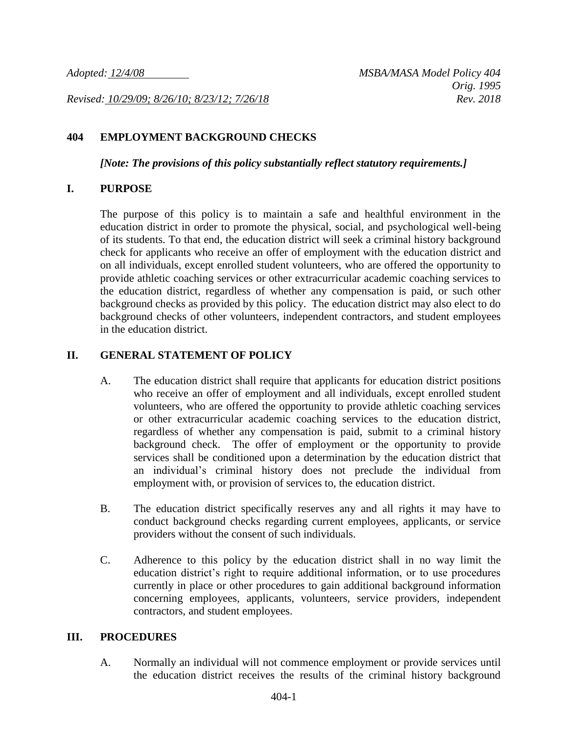*Adopted: 12/4/08* *MSBA/MASA Model Policy 404*
*Orig. 1995*
*Revised: 10/29/09; 8/26/10; 8/23/12; 7/26/18* *Rev. 2018*

# 404 EMPLOYMENT BACKGROUND CHECKS

***[Note: The provisions of this policy substantially reflect statutory requirements.]***

## I. PURPOSE

The purpose of this policy is to maintain a safe and healthful environment in the education district in order to promote the physical, social, and psychological well-being of its students. To that end, the education district will seek a criminal history background check for applicants who receive an offer of employment with the education district and on all individuals, except enrolled student volunteers, who are offered the opportunity to provide athletic coaching services or other extracurricular academic coaching services to the education district, regardless of whether any compensation is paid, or such other background checks as provided by this policy. The education district may also elect to do background checks of other volunteers, independent contractors, and student employees in the education district.

## II. GENERAL STATEMENT OF POLICY

A. The education district shall require that applicants for education district positions who receive an offer of employment and all individuals, except enrolled student volunteers, who are offered the opportunity to provide athletic coaching services or other extracurricular academic coaching services to the education district, regardless of whether any compensation is paid, submit to a criminal history background check. The offer of employment or the opportunity to provide services shall be conditioned upon a determination by the education district that an individual's criminal history does not preclude the individual from employment with, or provision of services to, the education district.

B. The education district specifically reserves any and all rights it may have to conduct background checks regarding current employees, applicants, or service providers without the consent of such individuals.

C. Adherence to this policy by the education district shall in no way limit the education district's right to require additional information, or to use procedures currently in place or other procedures to gain additional background information concerning employees, applicants, volunteers, service providers, independent contractors, and student employees.

## III. PROCEDURES

A. Normally an individual will not commence employment or provide services until the education district receives the results of the criminal history background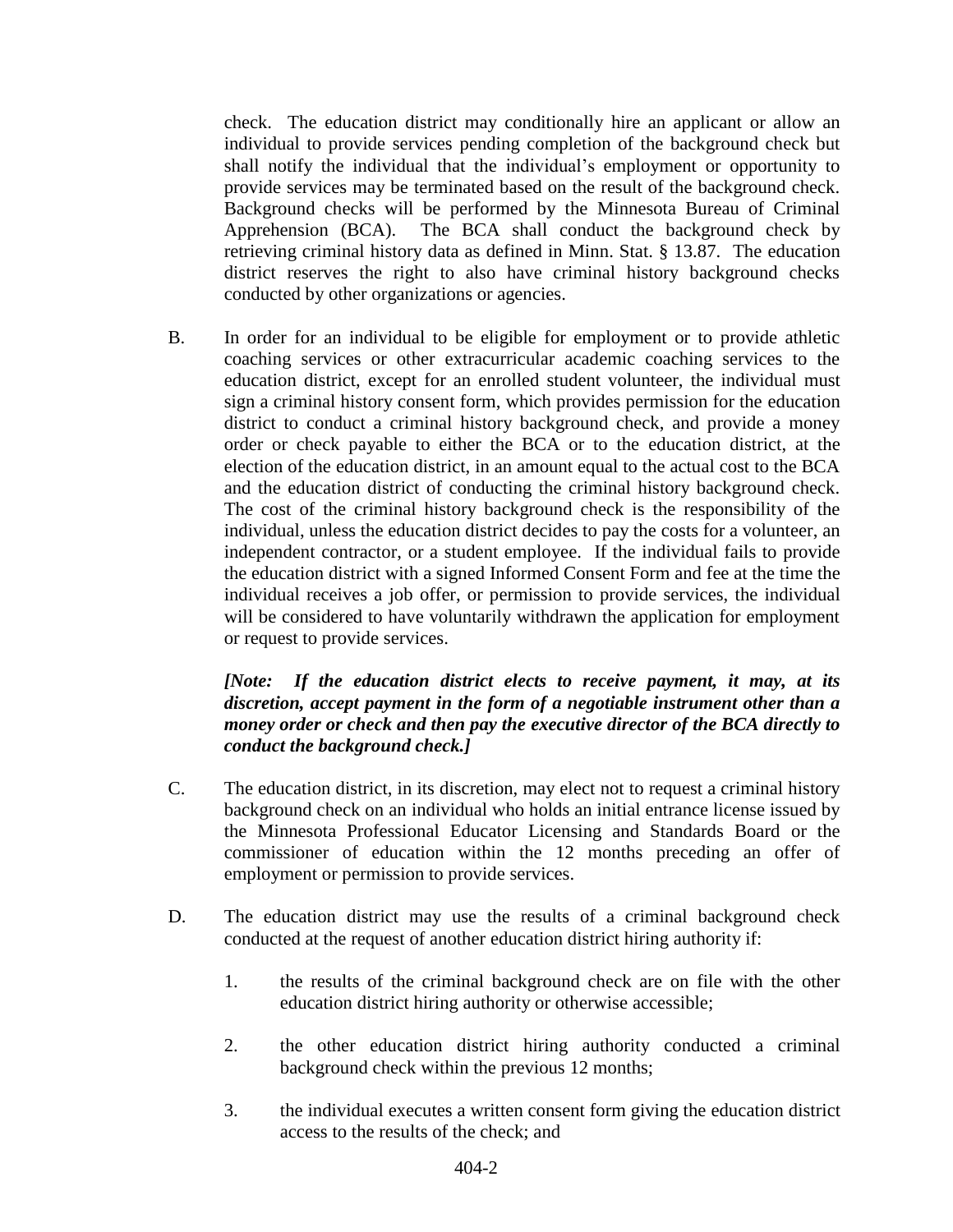check. The education district may conditionally hire an applicant or allow an individual to provide services pending completion of the background check but shall notify the individual that the individual's employment or opportunity to provide services may be terminated based on the result of the background check. Background checks will be performed by the Minnesota Bureau of Criminal Apprehension (BCA). The BCA shall conduct the background check by retrieving criminal history data as defined in Minn. Stat. § 13.87. The education district reserves the right to also have criminal history background checks conducted by other organizations or agencies.

B. In order for an individual to be eligible for employment or to provide athletic coaching services or other extracurricular academic coaching services to the education district, except for an enrolled student volunteer, the individual must sign a criminal history consent form, which provides permission for the education district to conduct a criminal history background check, and provide a money order or check payable to either the BCA or to the education district, at the election of the education district, in an amount equal to the actual cost to the BCA and the education district of conducting the criminal history background check. The cost of the criminal history background check is the responsibility of the individual, unless the education district decides to pay the costs for a volunteer, an independent contractor, or a student employee. If the individual fails to provide the education district with a signed Informed Consent Form and fee at the time the individual receives a job offer, or permission to provide services, the individual will be considered to have voluntarily withdrawn the application for employment or request to provide services.

***[Note: If the education district elects to receive payment, it may, at its discretion, accept payment in the form of a negotiable instrument other than a money order or check and then pay the executive director of the BCA directly to conduct the background check.]***

C. The education district, in its discretion, may elect not to request a criminal history background check on an individual who holds an initial entrance license issued by the Minnesota Professional Educator Licensing and Standards Board or the commissioner of education within the 12 months preceding an offer of employment or permission to provide services.

D. The education district may use the results of a criminal background check conducted at the request of another education district hiring authority if:

1. the results of the criminal background check are on file with the other education district hiring authority or otherwise accessible;

2. the other education district hiring authority conducted a criminal background check within the previous 12 months;

3. the individual executes a written consent form giving the education district access to the results of the check; and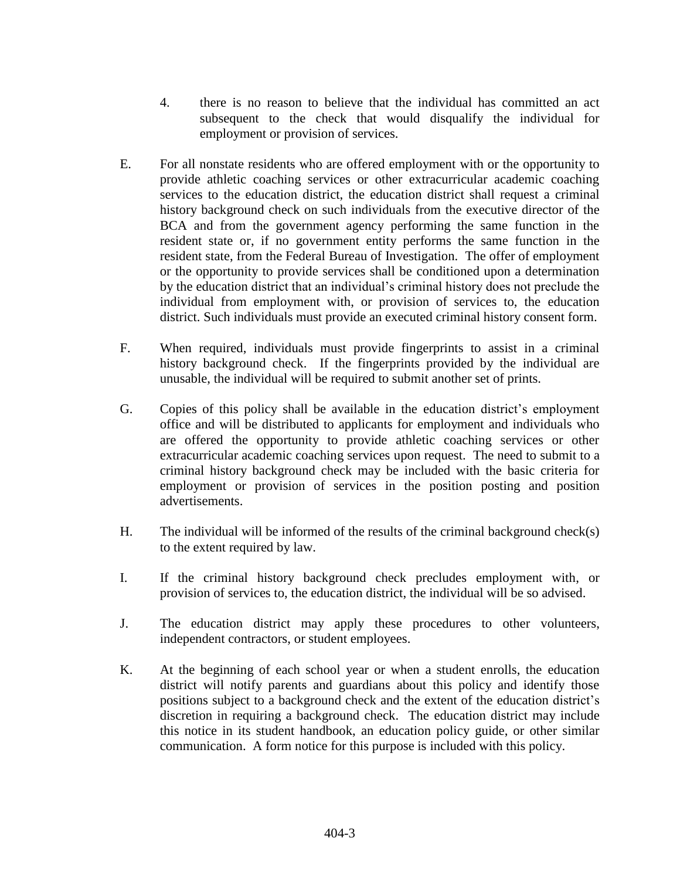4. there is no reason to believe that the individual has committed an act subsequent to the check that would disqualify the individual for employment or provision of services.

E. For all nonstate residents who are offered employment with or the opportunity to provide athletic coaching services or other extracurricular academic coaching services to the education district, the education district shall request a criminal history background check on such individuals from the executive director of the BCA and from the government agency performing the same function in the resident state or, if no government entity performs the same function in the resident state, from the Federal Bureau of Investigation. The offer of employment or the opportunity to provide services shall be conditioned upon a determination by the education district that an individual's criminal history does not preclude the individual from employment with, or provision of services to, the education district. Such individuals must provide an executed criminal history consent form.

F. When required, individuals must provide fingerprints to assist in a criminal history background check. If the fingerprints provided by the individual are unusable, the individual will be required to submit another set of prints.

G. Copies of this policy shall be available in the education district's employment office and will be distributed to applicants for employment and individuals who are offered the opportunity to provide athletic coaching services or other extracurricular academic coaching services upon request. The need to submit to a criminal history background check may be included with the basic criteria for employment or provision of services in the position posting and position advertisements.

H. The individual will be informed of the results of the criminal background check(s) to the extent required by law.

I. If the criminal history background check precludes employment with, or provision of services to, the education district, the individual will be so advised.

J. The education district may apply these procedures to other volunteers, independent contractors, or student employees.

K. At the beginning of each school year or when a student enrolls, the education district will notify parents and guardians about this policy and identify those positions subject to a background check and the extent of the education district's discretion in requiring a background check. The education district may include this notice in its student handbook, an education policy guide, or other similar communication. A form notice for this purpose is included with this policy.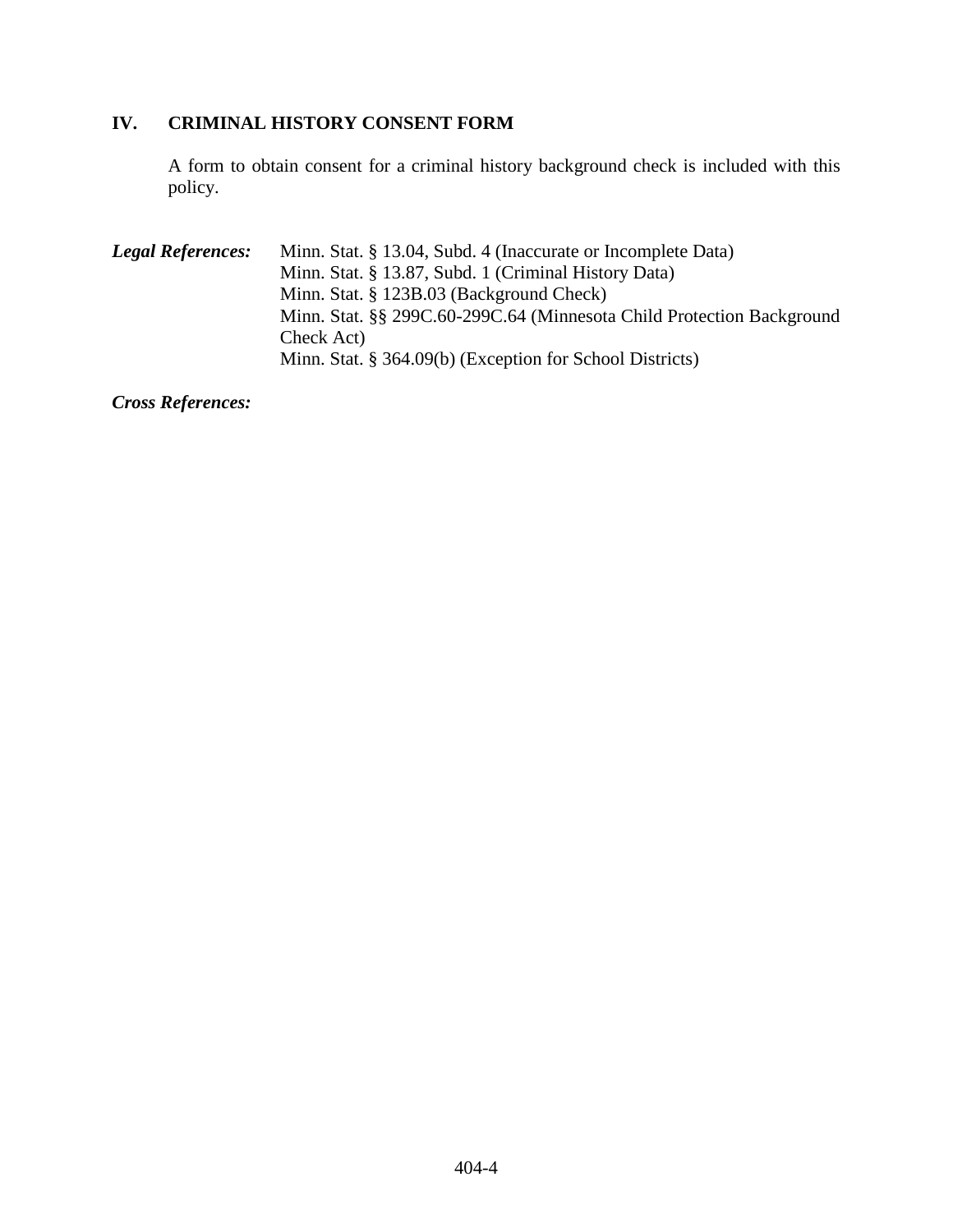## IV. CRIMINAL HISTORY CONSENT FORM

A form to obtain consent for a criminal history background check is included with this policy.

***Legal References:***
Minn. Stat. § 13.04, Subd. 4 (Inaccurate or Incomplete Data)
Minn. Stat. § 13.87, Subd. 1 (Criminal History Data)
Minn. Stat. § 123B.03 (Background Check)
Minn. Stat. §§ 299C.60-299C.64 (Minnesota Child Protection Background Check Act)
Minn. Stat. § 364.09(b) (Exception for School Districts)

***Cross References:***